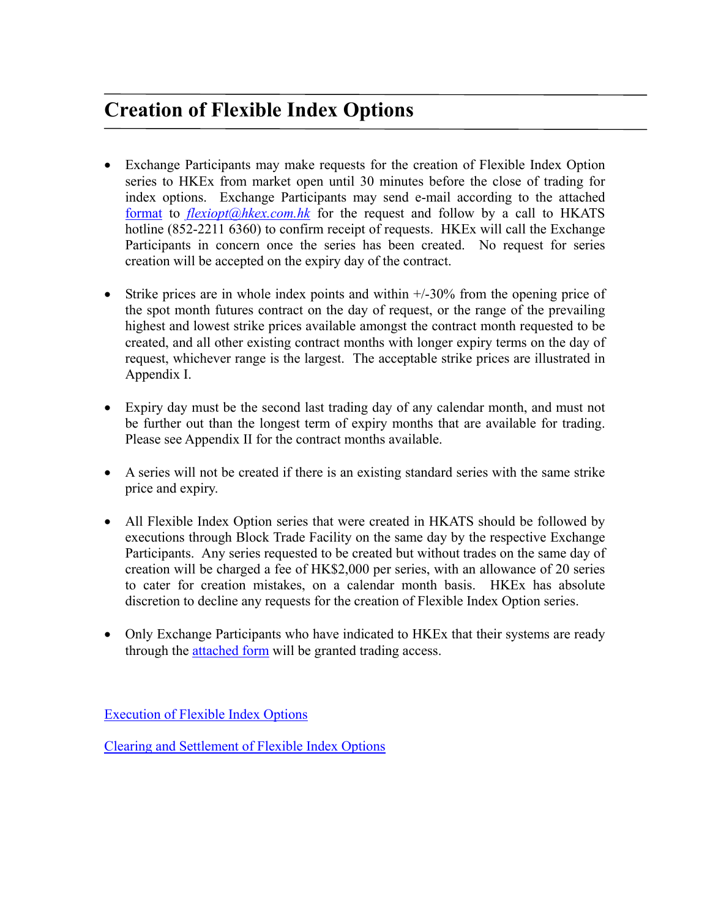# Creation of Flexible Index Options

- Exchange Participants may make requests for the creation of Flexible Index Option series to HKEx from market open until 30 minutes before the close of trading for index options. Exchange Participants may send e-mail according to the attached format to *flexiopt@hkex.com.hk* for the request and follow by a call to HKATS hotline (852-2211 6360) to confirm receipt of requests. HKEx will call the Exchange Participants in concern once the series has been created. No request for series creation will be accepted on the expiry day of the contract.

- Strike prices are in whole index points and within +/-30% from the opening price of the spot month futures contract on the day of request, or the range of the prevailing highest and lowest strike prices available amongst the contract month requested to be created, and all other existing contract months with longer expiry terms on the day of request, whichever range is the largest. The acceptable strike prices are illustrated in Appendix I.

- Expiry day must be the second last trading day of any calendar month, and must not be further out than the longest term of expiry months that are available for trading. Please see Appendix II for the contract months available.

- A series will not be created if there is an existing standard series with the same strike price and expiry.

- All Flexible Index Option series that were created in HKATS should be followed by executions through Block Trade Facility on the same day by the respective Exchange Participants. Any series requested to be created but without trades on the same day of creation will be charged a fee of HK$2,000 per series, with an allowance of 20 series to cater for creation mistakes, on a calendar month basis. HKEx has absolute discretion to decline any requests for the creation of Flexible Index Option series.

- Only Exchange Participants who have indicated to HKEx that their systems are ready through the attached form will be granted trading access.

Execution of Flexible Index Options

Clearing and Settlement of Flexible Index Options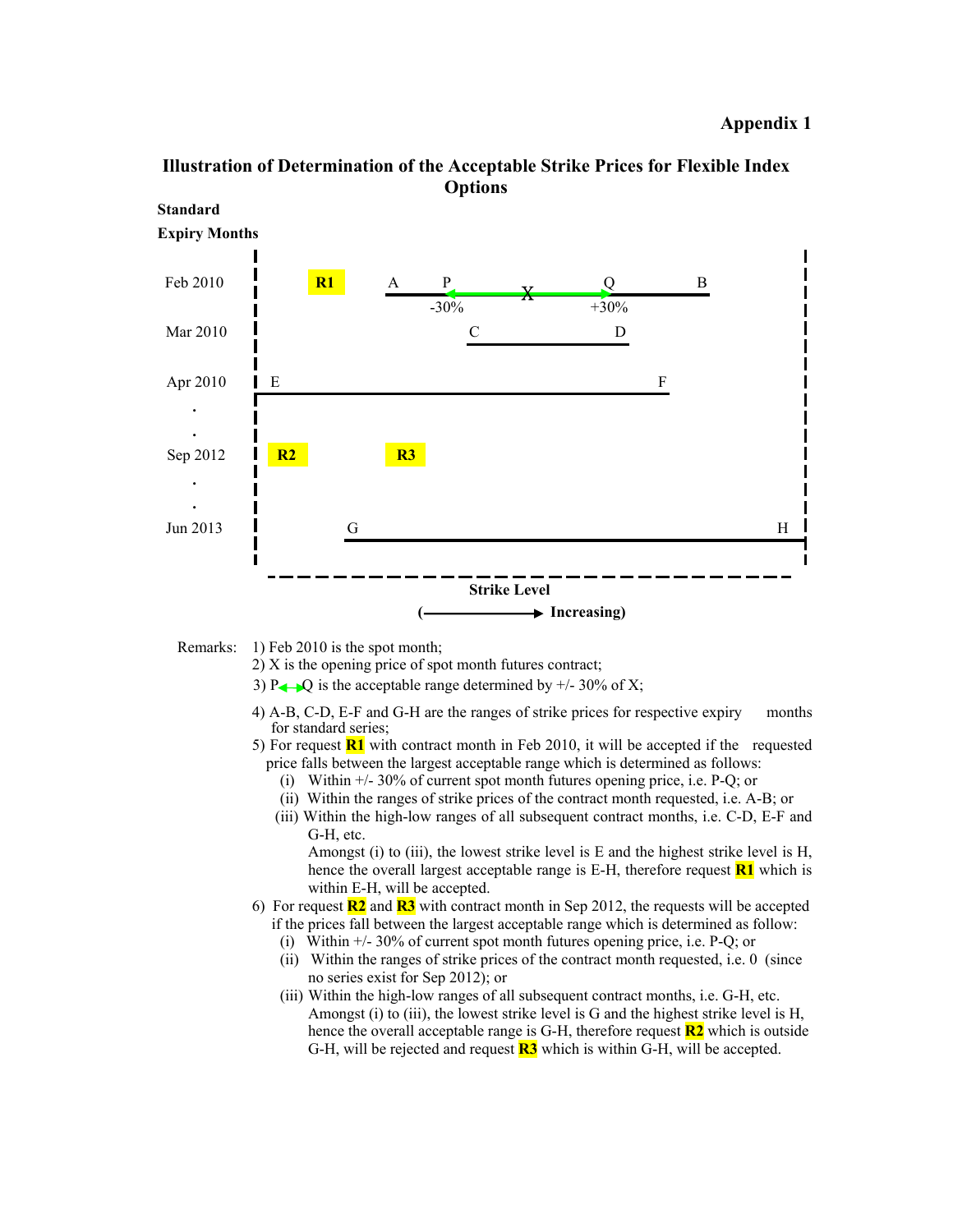**Appendix 1**

## Illustration of Determination of the Acceptable Strike Prices for Flexible Index Options

**Standard Expiry Months**

Feb 2010 — **R1** — A — P — X — Q — B (-30% / +30%)

Mar 2010 — C — D

Apr 2010 — E — F

.

.

Sep 2012 — **R2** — **R3**

.

.

Jun 2013 — G — H

**Strike Level**

**(⟶ Increasing)**

Remarks:

1) Feb 2010 is the spot month;
2) X is the opening price of spot month futures contract;
3) P⟷Q is the acceptable range determined by +/- 30% of X;
4) A-B, C-D, E-F and G-H are the ranges of strike prices for respective expiry months for standard series;
5) For request **R1** with contract month in Feb 2010, it will be accepted if the requested price falls between the largest acceptable range which is determined as follows:
   - (i) Within +/- 30% of current spot month futures opening price, i.e. P-Q; or
   - (ii) Within the ranges of strike prices of the contract month requested, i.e. A-B; or
   - (iii) Within the high-low ranges of all subsequent contract months, i.e. C-D, E-F and G-H, etc.

   Amongst (i) to (iii), the lowest strike level is E and the highest strike level is H, hence the overall largest acceptable range is E-H, therefore request **R1** which is within E-H, will be accepted.
6) For request **R2** and **R3** with contract month in Sep 2012, the requests will be accepted if the prices fall between the largest acceptable range which is determined as follow:
   - (i) Within +/- 30% of current spot month futures opening price, i.e. P-Q; or
   - (ii) Within the ranges of strike prices of the contract month requested, i.e. 0 (since no series exist for Sep 2012); or
   - (iii) Within the high-low ranges of all subsequent contract months, i.e. G-H, etc.

   Amongst (i) to (iii), the lowest strike level is G and the highest strike level is H, hence the overall largest acceptable range is G-H, therefore request **R2** which is outside G-H, will be rejected and request **R3** which is within G-H, will be accepted.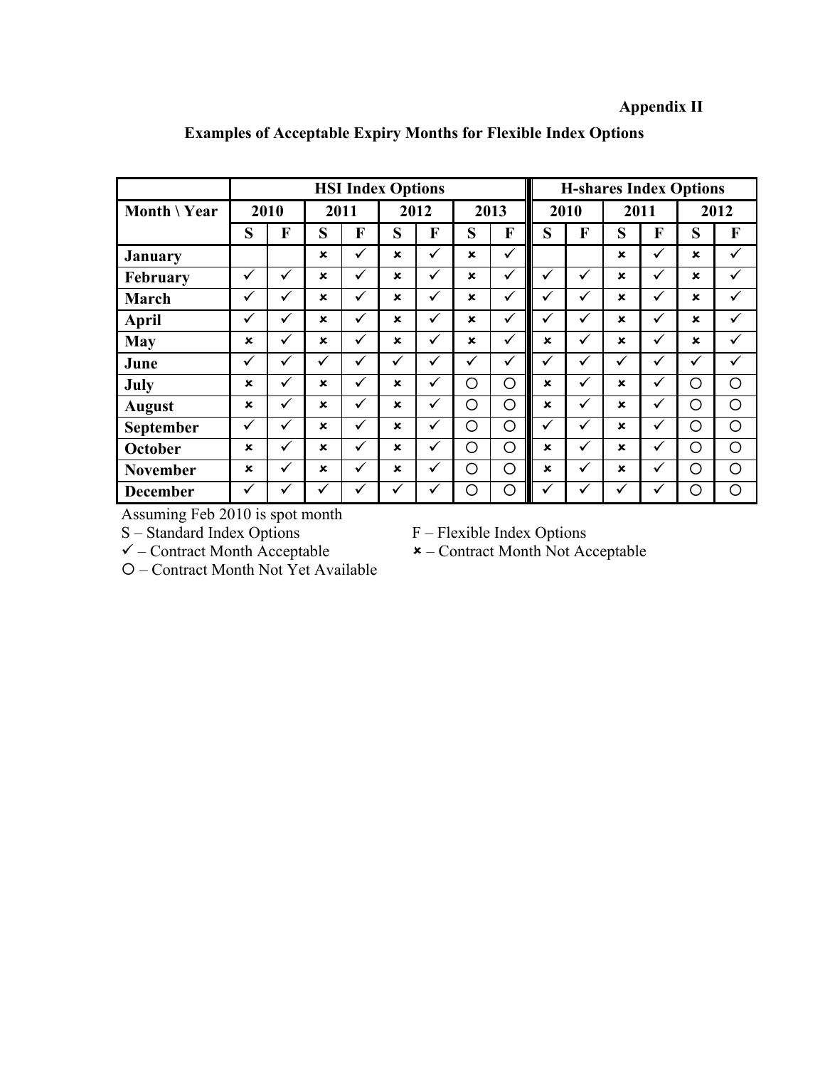**Appendix II**

## Examples of Acceptable Expiry Months for Flexible Index Options

| | HSI Index Options | | | | | | | | H-shares Index Options | | | | | |
|---|---|---|---|---|---|---|---|---|---|---|---|---|---|---|
| Month \ Year | 2010 | | 2011 | | 2012 | | 2013 | | 2010 | | 2011 | | 2012 | |
| | S | F | S | F | S | F | S | F | S | F | S | F | S | F |
| January | | | ✗ | ✓ | ✗ | ✓ | ✗ | ✓ | | | ✗ | ✓ | ✗ | ✓ |
| February | ✓ | ✓ | ✗ | ✓ | ✗ | ✓ | ✗ | ✓ | ✓ | ✓ | ✗ | ✓ | ✗ | ✓ |
| March | ✓ | ✓ | ✗ | ✓ | ✗ | ✓ | ✗ | ✓ | ✓ | ✓ | ✗ | ✓ | ✗ | ✓ |
| April | ✓ | ✓ | ✗ | ✓ | ✗ | ✓ | ✗ | ✓ | ✓ | ✓ | ✗ | ✓ | ✗ | ✓ |
| May | ✗ | ✓ | ✗ | ✓ | ✗ | ✓ | ✗ | ✓ | ✗ | ✓ | ✗ | ✓ | ✗ | ✓ |
| June | ✓ | ✓ | ✓ | ✓ | ✓ | ✓ | ✓ | ✓ | ✓ | ✓ | ✓ | ✓ | ✓ | ✓ |
| July | ✗ | ✓ | ✗ | ✓ | ✗ | ✓ | ○ | ○ | ✗ | ✓ | ✗ | ✓ | ○ | ○ |
| August | ✗ | ✓ | ✗ | ✓ | ✗ | ✓ | ○ | ○ | ✗ | ✓ | ✗ | ✓ | ○ | ○ |
| September | ✓ | ✓ | ✗ | ✓ | ✗ | ✓ | ○ | ○ | ✓ | ✓ | ✗ | ✓ | ○ | ○ |
| October | ✗ | ✓ | ✗ | ✓ | ✗ | ✓ | ○ | ○ | ✗ | ✓ | ✗ | ✓ | ○ | ○ |
| November | ✗ | ✓ | ✗ | ✓ | ✗ | ✓ | ○ | ○ | ✗ | ✓ | ✗ | ✓ | ○ | ○ |
| December | ✓ | ✓ | ✓ | ✓ | ✓ | ✓ | ○ | ○ | ✓ | ✓ | ✓ | ✓ | ○ | ○ |

Assuming Feb 2010 is spot month

S – Standard Index Options F – Flexible Index Options

✓ – Contract Month Acceptable ✗ – Contract Month Not Acceptable

○ – Contract Month Not Yet Available